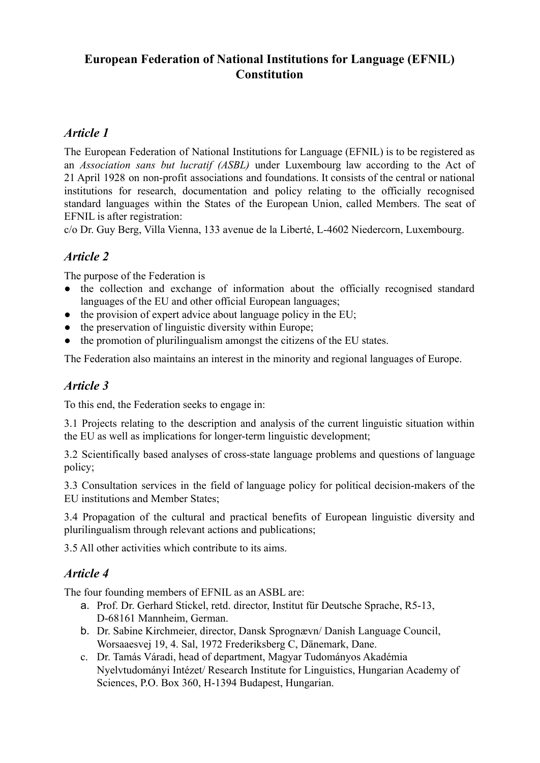# European Federation of National Institutions for Language (EFNIL) Constitution

## *Article 1*

The European Federation of National Institutions for Language (EFNIL) is to be registered as an *Association sans but lucratif (ASBL)* under Luxembourg law according to the Act of 21 April 1928 on non-profit associations and foundations. It consists of the central or national institutions for research, documentation and policy relating to the officially recognised standard languages within the States of the European Union, called Members. The seat of EFNIL is after registration:
c/o Dr. Guy Berg, Villa Vienna, 133 avenue de la Liberté, L-4602 Niedercorn, Luxembourg.

## *Article 2*

The purpose of the Federation is

- the collection and exchange of information about the officially recognised standard languages of the EU and other official European languages;
- the provision of expert advice about language policy in the EU;
- the preservation of linguistic diversity within Europe;
- the promotion of plurilingualism amongst the citizens of the EU states.

The Federation also maintains an interest in the minority and regional languages of Europe.

## *Article 3*

To this end, the Federation seeks to engage in:

3.1 Projects relating to the description and analysis of the current linguistic situation within the EU as well as implications for longer-term linguistic development;

3.2 Scientifically based analyses of cross-state language problems and questions of language policy;

3.3 Consultation services in the field of language policy for political decision-makers of the EU institutions and Member States;

3.4 Propagation of the cultural and practical benefits of European linguistic diversity and plurilingualism through relevant actions and publications;

3.5 All other activities which contribute to its aims.

## *Article 4*

The four founding members of EFNIL as an ASBL are:

a. Prof. Dr. Gerhard Stickel, retd. director, Institut für Deutsche Sprache, R5-13, D-68161 Mannheim, German.
b. Dr. Sabine Kirchmeier, director, Dansk Sprognævn/ Danish Language Council, Worsaaesvej 19, 4. Sal, 1972 Frederiksberg C, Dänemark, Dane.
c. Dr. Tamás Váradi, head of department, Magyar Tudományos Akadémia Nyelvtudományi Intézet/ Research Institute for Linguistics, Hungarian Academy of Sciences, P.O. Box 360, H-1394 Budapest, Hungarian.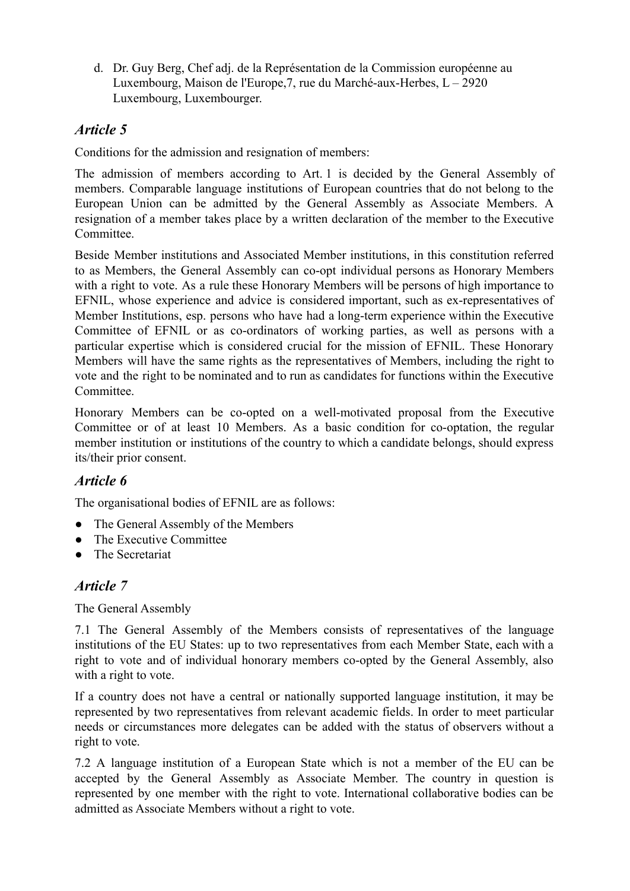d. Dr. Guy Berg, Chef adj. de la Représentation de la Commission européenne au Luxembourg, Maison de l'Europe,7, rue du Marché-aux-Herbes, L – 2920 Luxembourg, Luxembourger.

## *Article 5*

Conditions for the admission and resignation of members:

The admission of members according to Art. 1 is decided by the General Assembly of members. Comparable language institutions of European countries that do not belong to the European Union can be admitted by the General Assembly as Associate Members. A resignation of a member takes place by a written declaration of the member to the Executive Committee.

Beside Member institutions and Associated Member institutions, in this constitution referred to as Members, the General Assembly can co-opt individual persons as Honorary Members with a right to vote. As a rule these Honorary Members will be persons of high importance to EFNIL, whose experience and advice is considered important, such as ex-representatives of Member Institutions, esp. persons who have had a long-term experience within the Executive Committee of EFNIL or as co-ordinators of working parties, as well as persons with a particular expertise which is considered crucial for the mission of EFNIL. These Honorary Members will have the same rights as the representatives of Members, including the right to vote and the right to be nominated and to run as candidates for functions within the Executive Committee.

Honorary Members can be co-opted on a well-motivated proposal from the Executive Committee or of at least 10 Members. As a basic condition for co-optation, the regular member institution or institutions of the country to which a candidate belongs, should express its/their prior consent.

## *Article 6*

The organisational bodies of EFNIL are as follows:

- The General Assembly of the Members
- The Executive Committee
- The Secretariat

## *Article 7*

The General Assembly

7.1 The General Assembly of the Members consists of representatives of the language institutions of the EU States: up to two representatives from each Member State, each with a right to vote and of individual honorary members co-opted by the General Assembly, also with a right to vote.

If a country does not have a central or nationally supported language institution, it may be represented by two representatives from relevant academic fields. In order to meet particular needs or circumstances more delegates can be added with the status of observers without a right to vote.

7.2 A language institution of a European State which is not a member of the EU can be accepted by the General Assembly as Associate Member. The country in question is represented by one member with the right to vote. International collaborative bodies can be admitted as Associate Members without a right to vote.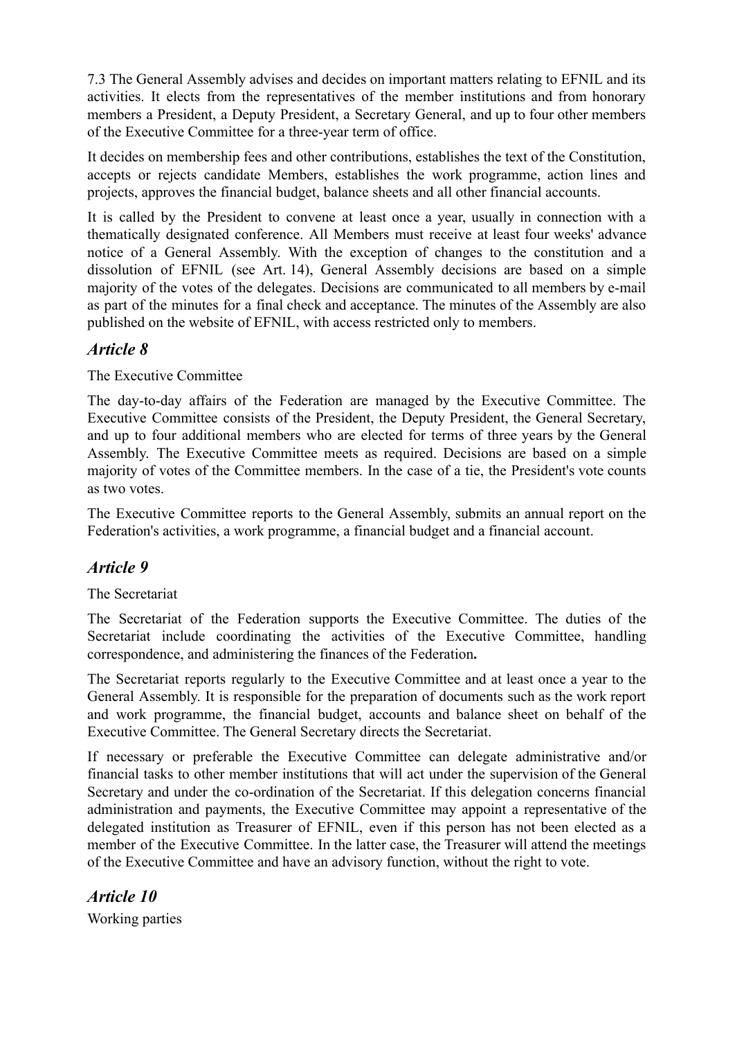7.3 The General Assembly advises and decides on important matters relating to EFNIL and its activities. It elects from the representatives of the member institutions and from honorary members a President, a Deputy President, a Secretary General, and up to four other members of the Executive Committee for a three-year term of office.

It decides on membership fees and other contributions, establishes the text of the Constitution, accepts or rejects candidate Members, establishes the work programme, action lines and projects, approves the financial budget, balance sheets and all other financial accounts.

It is called by the President to convene at least once a year, usually in connection with a thematically designated conference. All Members must receive at least four weeks' advance notice of a General Assembly. With the exception of changes to the constitution and a dissolution of EFNIL (see Art. 14), General Assembly decisions are based on a simple majority of the votes of the delegates. Decisions are communicated to all members by e-mail as part of the minutes for a final check and acceptance. The minutes of the Assembly are also published on the website of EFNIL, with access restricted only to members.

## *Article 8*

The Executive Committee

The day-to-day affairs of the Federation are managed by the Executive Committee. The Executive Committee consists of the President, the Deputy President, the General Secretary, and up to four additional members who are elected for terms of three years by the General Assembly. The Executive Committee meets as required. Decisions are based on a simple majority of votes of the Committee members. In the case of a tie, the President's vote counts as two votes.

The Executive Committee reports to the General Assembly, submits an annual report on the Federation's activities, a work programme, a financial budget and a financial account.

## *Article 9*

The Secretariat

The Secretariat of the Federation supports the Executive Committee. The duties of the Secretariat include coordinating the activities of the Executive Committee, handling correspondence, and administering the finances of the Federation**.**

The Secretariat reports regularly to the Executive Committee and at least once a year to the General Assembly. It is responsible for the preparation of documents such as the work report and work programme, the financial budget, accounts and balance sheet on behalf of the Executive Committee. The General Secretary directs the Secretariat.

If necessary or preferable the Executive Committee can delegate administrative and/or financial tasks to other member institutions that will act under the supervision of the General Secretary and under the co-ordination of the Secretariat. If this delegation concerns financial administration and payments, the Executive Committee may appoint a representative of the delegated institution as Treasurer of EFNIL, even if this person has not been elected as a member of the Executive Committee. In the latter case, the Treasurer will attend the meetings of the Executive Committee and have an advisory function, without the right to vote.

## *Article 10*

Working parties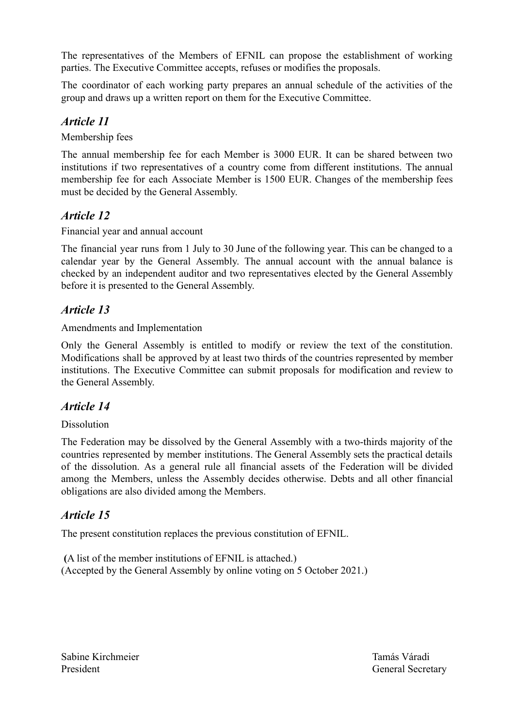The representatives of the Members of EFNIL can propose the establishment of working parties. The Executive Committee accepts, refuses or modifies the proposals.

The coordinator of each working party prepares an annual schedule of the activities of the group and draws up a written report on them for the Executive Committee.

## *Article 11*

Membership fees

The annual membership fee for each Member is 3000 EUR. It can be shared between two institutions if two representatives of a country come from different institutions. The annual membership fee for each Associate Member is 1500 EUR. Changes of the membership fees must be decided by the General Assembly.

## *Article 12*

Financial year and annual account

The financial year runs from 1 July to 30 June of the following year. This can be changed to a calendar year by the General Assembly. The annual account with the annual balance is checked by an independent auditor and two representatives elected by the General Assembly before it is presented to the General Assembly.

## *Article 13*

Amendments and Implementation

Only the General Assembly is entitled to modify or review the text of the constitution. Modifications shall be approved by at least two thirds of the countries represented by member institutions. The Executive Committee can submit proposals for modification and review to the General Assembly.

## *Article 14*

Dissolution

The Federation may be dissolved by the General Assembly with a two-thirds majority of the countries represented by member institutions. The General Assembly sets the practical details of the dissolution. As a general rule all financial assets of the Federation will be divided among the Members, unless the Assembly decides otherwise. Debts and all other financial obligations are also divided among the Members.

## *Article 15*

The present constitution replaces the previous constitution of EFNIL.

**(**A list of the member institutions of EFNIL is attached.)
(Accepted by the General Assembly by online voting on 5 October 2021.)

Sabine Kirchmeier
President

Tamás Váradi
General Secretary